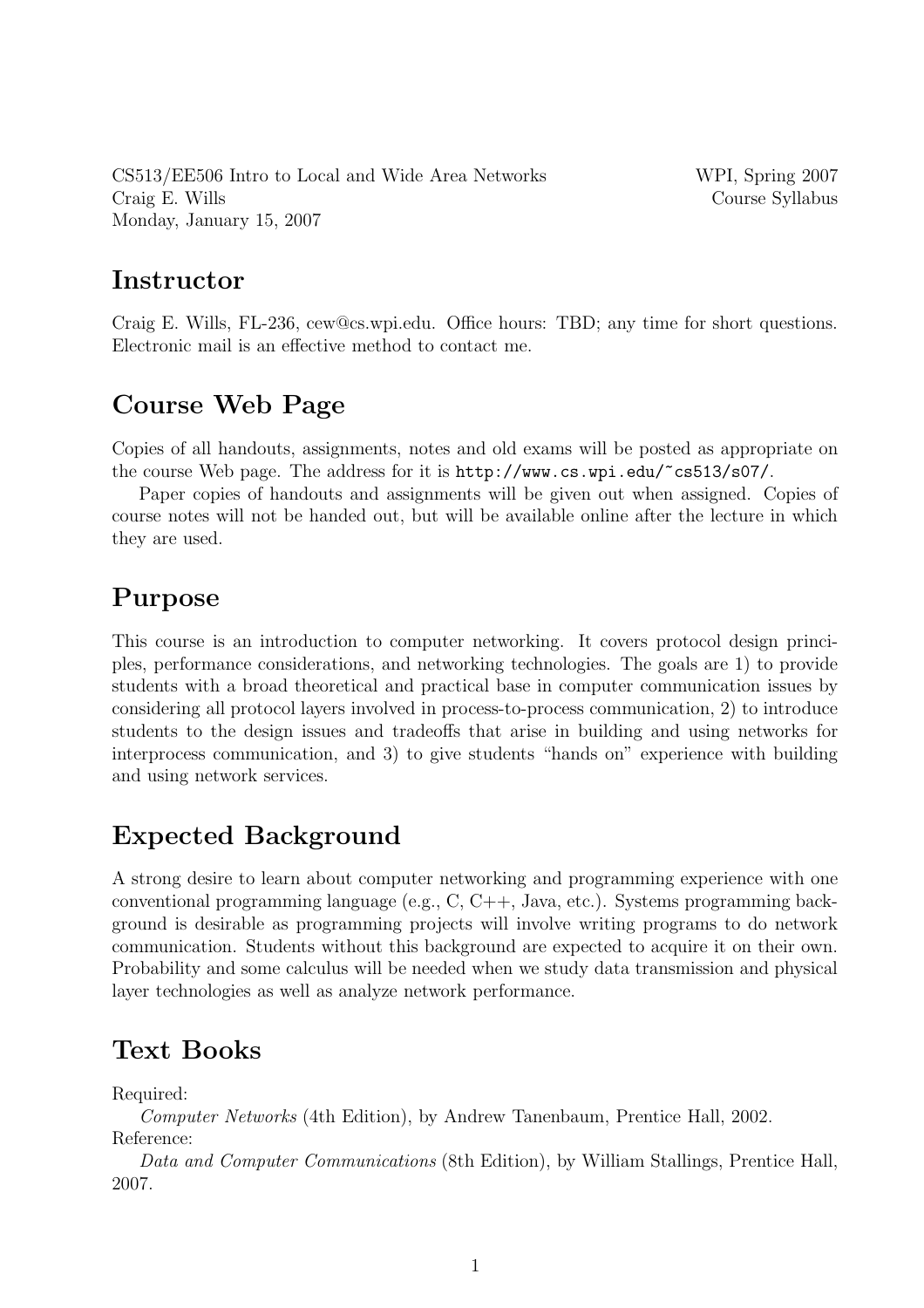CS513/EE506 Intro to Local and Wide Area Networks — WPI, Spring 2007
Craig E. Wills — Course Syllabus
Monday, January 15, 2007

## Instructor

Craig E. Wills, FL-236, cew@cs.wpi.edu. Office hours: TBD; any time for short questions. Electronic mail is an effective method to contact me.

## Course Web Page

Copies of all handouts, assignments, notes and old exams will be posted as appropriate on the course Web page. The address for it is `http://www.cs.wpi.edu/~cs513/s07/`.

Paper copies of handouts and assignments will be given out when assigned. Copies of course notes will not be handed out, but will be available online after the lecture in which they are used.

## Purpose

This course is an introduction to computer networking. It covers protocol design principles, performance considerations, and networking technologies. The goals are 1) to provide students with a broad theoretical and practical base in computer communication issues by considering all protocol layers involved in process-to-process communication, 2) to introduce students to the design issues and tradeoffs that arise in building and using networks for interprocess communication, and 3) to give students "hands on" experience with building and using network services.

## Expected Background

A strong desire to learn about computer networking and programming experience with one conventional programming language (e.g., C, C++, Java, etc.). Systems programming background is desirable as programming projects will involve writing programs to do network communication. Students without this background are expected to acquire it on their own. Probability and some calculus will be needed when we study data transmission and physical layer technologies as well as analyze network performance.

## Text Books

Required:

*Computer Networks* (4th Edition), by Andrew Tanenbaum, Prentice Hall, 2002.

Reference:

*Data and Computer Communications* (8th Edition), by William Stallings, Prentice Hall, 2007.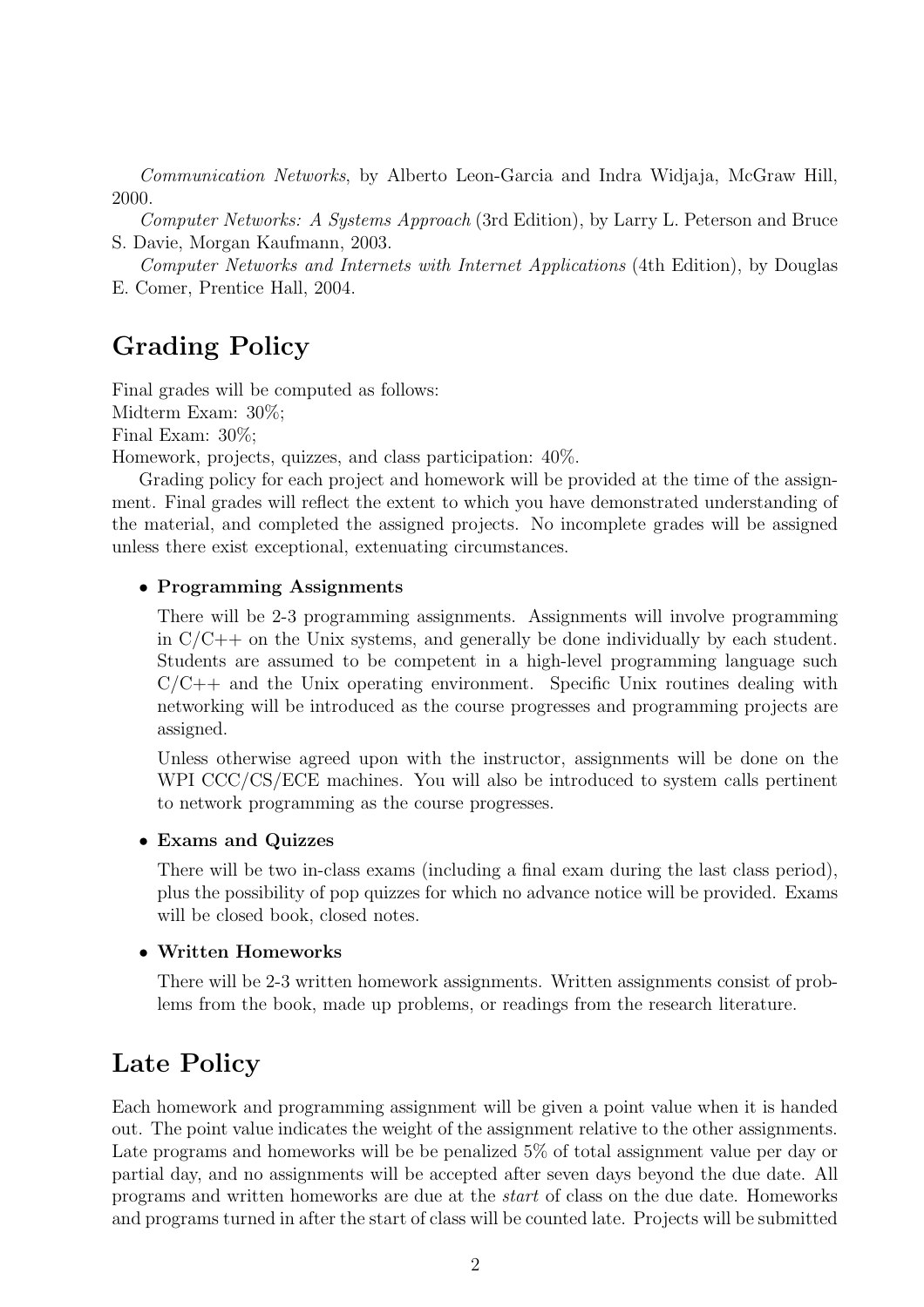*Communication Networks*, by Alberto Leon-Garcia and Indra Widjaja, McGraw Hill, 2000.

*Computer Networks: A Systems Approach* (3rd Edition), by Larry L. Peterson and Bruce S. Davie, Morgan Kaufmann, 2003.

*Computer Networks and Internets with Internet Applications* (4th Edition), by Douglas E. Comer, Prentice Hall, 2004.

## Grading Policy

Final grades will be computed as follows:
Midterm Exam: 30%;
Final Exam: 30%;
Homework, projects, quizzes, and class participation: 40%.

Grading policy for each project and homework will be provided at the time of the assignment. Final grades will reflect the extent to which you have demonstrated understanding of the material, and completed the assigned projects. No incomplete grades will be assigned unless there exist exceptional, extenuating circumstances.

- **Programming Assignments**

  There will be 2-3 programming assignments. Assignments will involve programming in C/C++ on the Unix systems, and generally be done individually by each student. Students are assumed to be competent in a high-level programming language such C/C++ and the Unix operating environment. Specific Unix routines dealing with networking will be introduced as the course progresses and programming projects are assigned.

  Unless otherwise agreed upon with the instructor, assignments will be done on the WPI CCC/CS/ECE machines. You will also be introduced to system calls pertinent to network programming as the course progresses.

- **Exams and Quizzes**

  There will be two in-class exams (including a final exam during the last class period), plus the possibility of pop quizzes for which no advance notice will be provided. Exams will be closed book, closed notes.

- **Written Homeworks**

  There will be 2-3 written homework assignments. Written assignments consist of problems from the book, made up problems, or readings from the research literature.

## Late Policy

Each homework and programming assignment will be given a point value when it is handed out. The point value indicates the weight of the assignment relative to the other assignments. Late programs and homeworks will be be penalized 5% of total assignment value per day or partial day, and no assignments will be accepted after seven days beyond the due date. All programs and written homeworks are due at the *start* of class on the due date. Homeworks and programs turned in after the start of class will be counted late. Projects will be submitted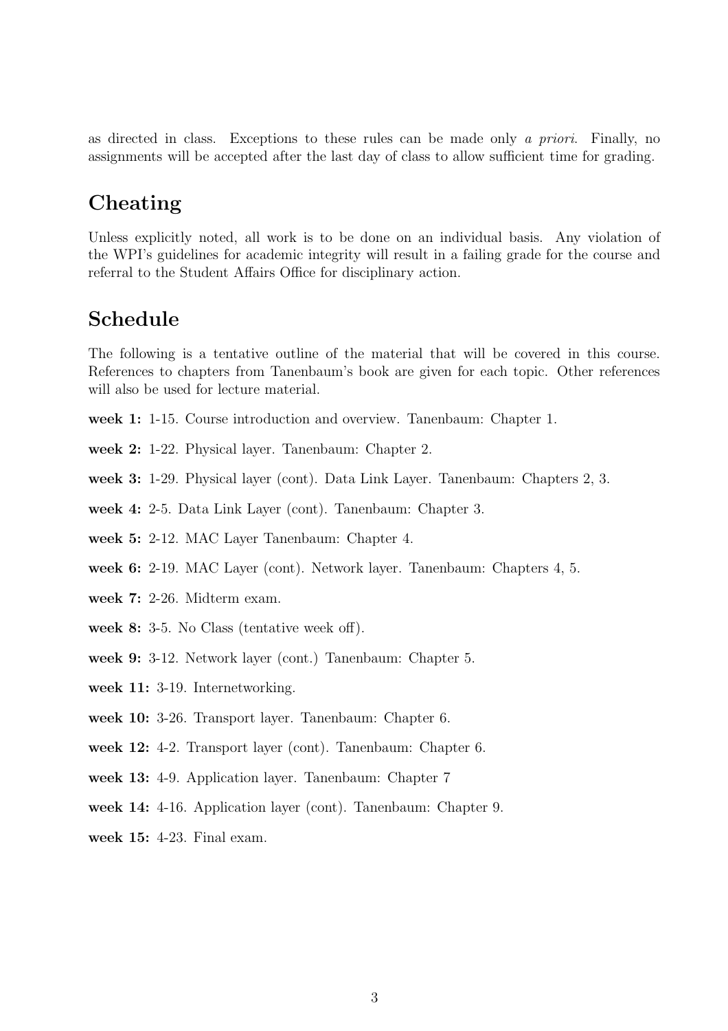as directed in class. Exceptions to these rules can be made only *a priori*. Finally, no assignments will be accepted after the last day of class to allow sufficient time for grading.

## Cheating

Unless explicitly noted, all work is to be done on an individual basis. Any violation of the WPI's guidelines for acadamic integrity will result in a failing grade for the course and referral to the Student Affairs Office for disciplinary action.

## Schedule

The following is a tentative outline of the material that will be covered in this course. References to chapters from Tanenbaum's book are given for each topic. Other references will also be used for lecture material.

**week 1:** 1-15. Course introduction and overview. Tanenbaum: Chapter 1.

**week 2:** 1-22. Physical layer. Tanenbaum: Chapter 2.

**week 3:** 1-29. Physical layer (cont). Data Link Layer. Tanenbaum: Chapters 2, 3.

**week 4:** 2-5. Data Link Layer (cont). Tanenbaum: Chapter 3.

**week 5:** 2-12. MAC Layer Tanenbaum: Chapter 4.

**week 6:** 2-19. MAC Layer (cont). Network layer. Tanenbaum: Chapters 4, 5.

**week 7:** 2-26. Midterm exam.

**week 8:** 3-5. No Class (tentative week off).

**week 9:** 3-12. Network layer (cont.) Tanenbaum: Chapter 5.

**week 11:** 3-19. Internetworking.

**week 10:** 3-26. Transport layer. Tanenbaum: Chapter 6.

**week 12:** 4-2. Transport layer (cont). Tanenbaum: Chapter 6.

**week 13:** 4-9. Application layer. Tanenbaum: Chapter 7

**week 14:** 4-16. Application layer (cont). Tanenbaum: Chapter 9.

**week 15:** 4-23. Final exam.